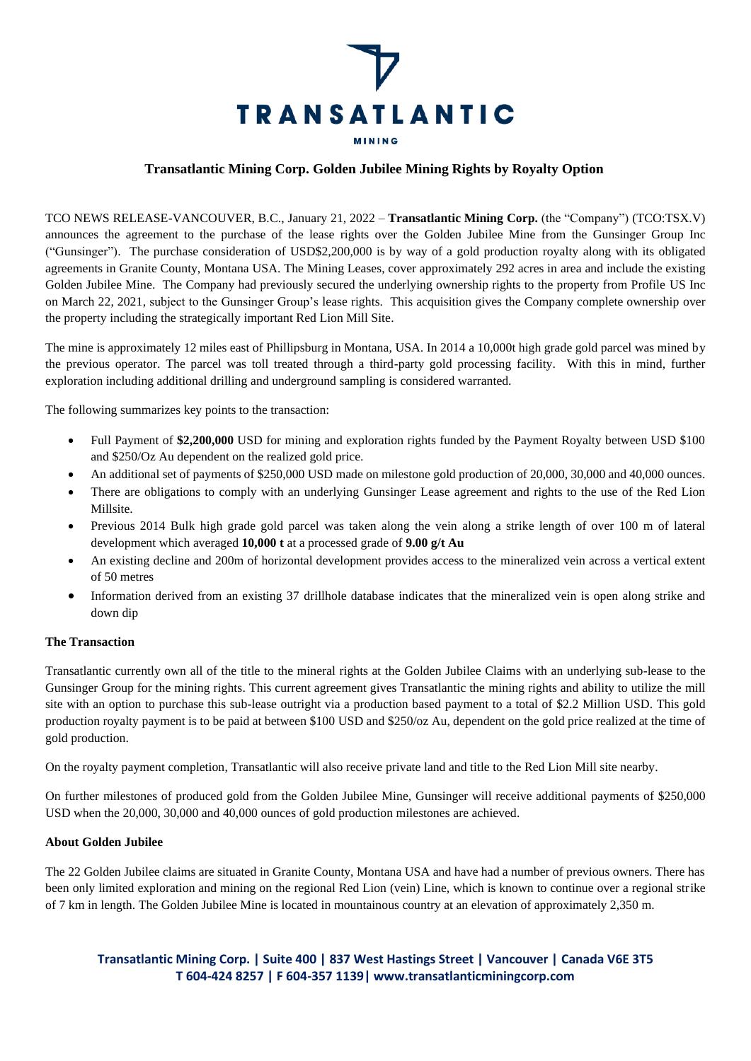# TRANSATLANTIC

MINING

## Transatlantic Mining Corp. Golden Jubilee Mining Rights by Royalty Option

TCO NEWS RELEASE-VANCOUVER, B.C., January 21, 2022 – **Transatlantic Mining Corp.** (the "Company") (TCO:TSX.V) announces the agreement to the purchase of the lease rights over the Golden Jubilee Mine from the Gunsinger Group Inc ("Gunsinger"). The purchase consideration of USD$2,200,000 is by way of a gold production royalty along with its obligated agreements in Granite County, Montana USA. The Mining Leases, cover approximately 292 acres in area and include the existing Golden Jubilee Mine. The Company had previously secured the underlying ownership rights to the property from Profile US Inc on March 22, 2021, subject to the Gunsinger Group's lease rights. This acquisition gives the Company complete ownership over the property including the strategically important Red Lion Mill Site.

The mine is approximately 12 miles east of Phillipsburg in Montana, USA. In 2014 a 10,000t high grade gold parcel was mined by the previous operator. The parcel was toll treated through a third-party gold processing facility. With this in mind, further exploration including additional drilling and underground sampling is considered warranted.

The following summarizes key points to the transaction:

- Full Payment of **$2,200,000** USD for mining and exploration rights funded by the Payment Royalty between USD $100 and $250/Oz Au dependent on the realized gold price.
- An additional set of payments of $250,000 USD made on milestone gold production of 20,000, 30,000 and 40,000 ounces.
- There are obligations to comply with an underlying Gunsinger Lease agreement and rights to the use of the Red Lion Millsite.
- Previous 2014 Bulk high grade gold parcel was taken along the vein along a strike length of over 100 m of lateral development which averaged **10,000 t** at a processed grade of **9.00 g/t Au**
- An existing decline and 200m of horizontal development provides access to the mineralized vein across a vertical extent of 50 metres
- Information derived from an existing 37 drillhole database indicates that the mineralized vein is open along strike and down dip

**The Transaction**

Transatlantic currently own all of the title to the mineral rights at the Golden Jubilee Claims with an underlying sub-lease to the Gunsinger Group for the mining rights. This current agreement gives Transatlantic the mining rights and ability to utilize the mill site with an option to purchase this sub-lease outright via a production based payment to a total of $2.2 Million USD. This gold production royalty payment is to be paid at between $100 USD and $250/oz Au, dependent on the gold price realized at the time of gold production.

On the royalty payment completion, Transatlantic will also receive private land and title to the Red Lion Mill site nearby.

On further milestones of produced gold from the Golden Jubilee Mine, Gunsinger will receive additional payments of $250,000 USD when the 20,000, 30,000 and 40,000 ounces of gold production milestones are achieved.

**About Golden Jubilee**

The 22 Golden Jubilee claims are situated in Granite County, Montana USA and have had a number of previous owners. There has been only limited exploration and mining on the regional Red Lion (vein) Line, which is known to continue over a regional strike of 7 km in length. The Golden Jubilee Mine is located in mountainous country at an elevation of approximately 2,350 m.

**Transatlantic Mining Corp. | Suite 400 | 837 West Hastings Street | Vancouver | Canada V6E 3T5**
**T 604-424 8257 | F 604-357 1139| www.transatlanticminingcorp.com**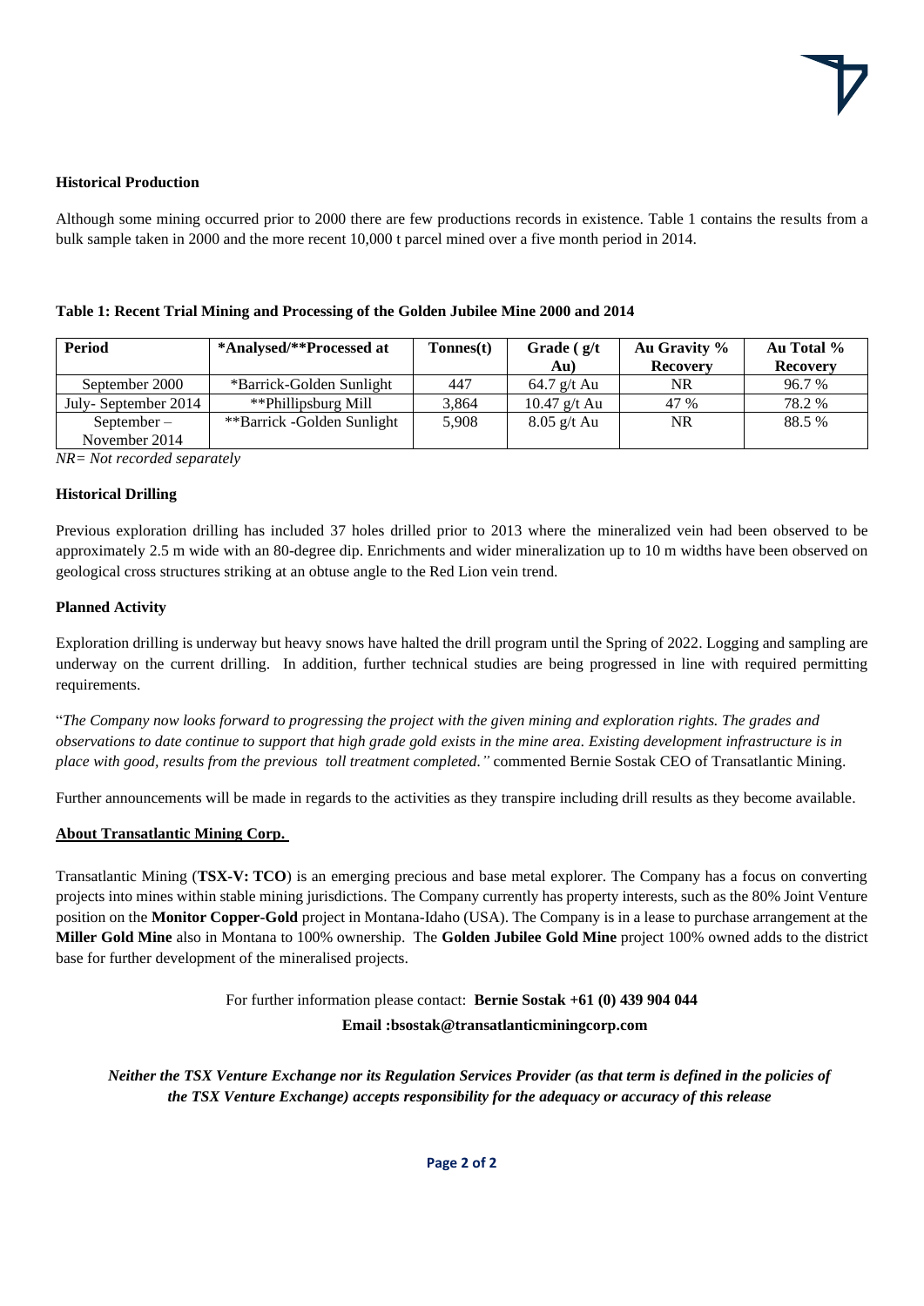**Historical Production**

Although some mining occurred prior to 2000 there are few productions records in existence. Table 1 contains the results from a bulk sample taken in 2000 and the more recent 10,000 t parcel mined over a five month period in 2014.

**Table 1: Recent Trial Mining and Processing of the Golden Jubilee Mine 2000 and 2014**

| Period | *Analysed/**Processed at | Tonnes(t) | Grade ( g/t Au) | Au Gravity % Recovery | Au Total % Recovery |
|---|---|---|---|---|---|
| September 2000 | *Barrick-Golden Sunlight | 447 | 64.7 g/t Au | NR | 96.7 % |
| July- September 2014 | **Phillipsburg Mill | 3,864 | 10.47 g/t Au | 47 % | 78.2 % |
| September – November 2014 | **Barrick -Golden Sunlight | 5,908 | 8.05 g/t Au | NR | 88.5 % |

*NR= Not recorded separately*

**Historical Drilling**

Previous exploration drilling has included 37 holes drilled prior to 2013 where the mineralized vein had been observed to be approximately 2.5 m wide with an 80-degree dip. Enrichments and wider mineralization up to 10 m widths have been observed on geological cross structures striking at an obtuse angle to the Red Lion vein trend.

**Planned Activity**

Exploration drilling is underway but heavy snows have halted the drill program until the Spring of 2022. Logging and sampling are underway on the current drilling. In addition, further technical studies are being progressed in line with required permitting requirements.

"*The Company now looks forward to progressing the project with the given mining and exploration rights. The grades and observations to date continue to support that high grade gold exists in the mine area. Existing development infrastructure is in place with good, results from the previous toll treatment completed."* commented Bernie Sostak CEO of Transatlantic Mining.

Further announcements will be made in regards to the activities as they transpire including drill results as they become available.

**About Transatlantic Mining Corp.**

Transatlantic Mining (**TSX-V: TCO**) is an emerging precious and base metal explorer. The Company has a focus on converting projects into mines within stable mining jurisdictions. The Company currently has property interests, such as the 80% Joint Venture position on the **Monitor Copper-Gold** project in Montana-Idaho (USA). The Company is in a lease to purchase arrangement at the **Miller Gold Mine** also in Montana to 100% ownership. The **Golden Jubilee Gold Mine** project 100% owned adds to the district base for further development of the mineralised projects.

For further information please contact: **Bernie Sostak +61 (0) 439 904 044**

**Email :bsostak@transatlanticminingcorp.com**

***Neither the TSX Venture Exchange nor its Regulation Services Provider (as that term is defined in the policies of the TSX Venture Exchange) accepts responsibility for the adequacy or accuracy of this release***